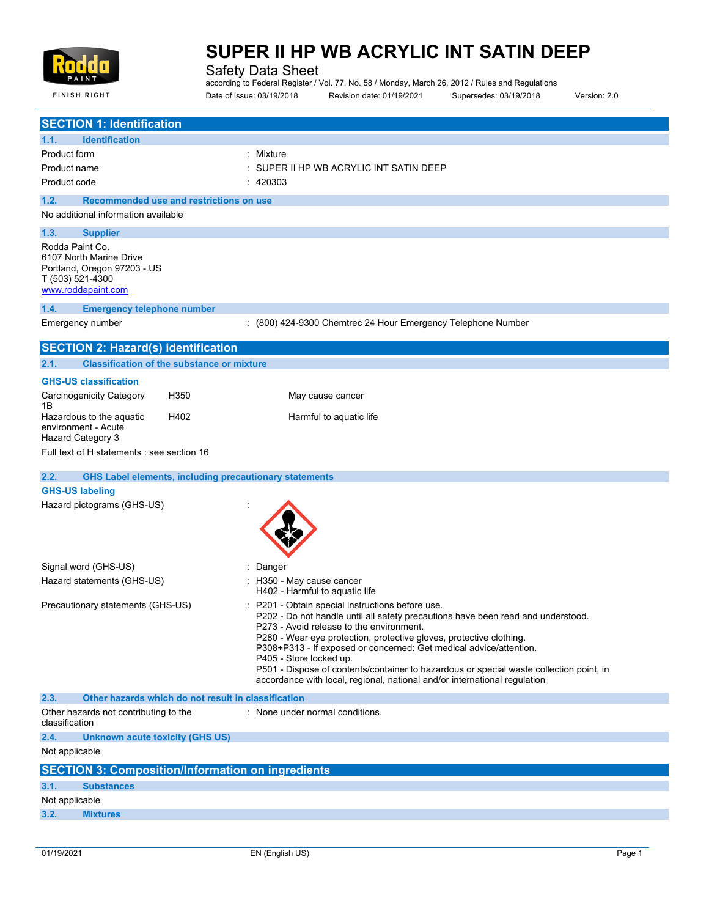# SUPER II HP WB ACRYLIC INT SATIN DEEP

Safety Data Sheet

according to Federal Register / Vol. 77, No. 58 / Monday, March 26, 2012 / Rules and Regulations

Date of issue: 03/19/2018 Revision date: 01/19/2021 Supersedes: 03/19/2018 Version: 2.0

## SECTION 1: Identification

### 1.1. Identification

| | |
|---|---|
| Product form | : Mixture |
| Product name | : SUPER II HP WB ACRYLIC INT SATIN DEEP |
| Product code | : 420303 |

### 1.2. Recommended use and restrictions on use

No additional information available

### 1.3. Supplier

Rodda Paint Co.
6107 North Marine Drive
Portland, Oregon 97203 - US
T (503) 521-4300
www.roddapaint.com

### 1.4. Emergency telephone number

| | |
|---|---|
| Emergency number | : (800) 424-9300 Chemtrec 24 Hour Emergency Telephone Number |

## SECTION 2: Hazard(s) identification

### 2.1. Classification of the substance or mixture

**GHS-US classification**

| | | |
|---|---|---|
| Carcinogenicity Category 1B | H350 | May cause cancer |
| Hazardous to the aquatic environment - Acute Hazard Category 3 | H402 | Harmful to aquatic life |

Full text of H statements : see section 16

### 2.2. GHS Label elements, including precautionary statements

**GHS-US labeling**

Hazard pictograms (GHS-US) :

Signal word (GHS-US) : Danger

Hazard statements (GHS-US) :
H350 - May cause cancer
H402 - Harmful to aquatic life

Precautionary statements (GHS-US) :
P201 - Obtain special instructions before use.
P202 - Do not handle until all safety precautions have been read and understood.
P273 - Avoid release to the environment.
P280 - Wear eye protection, protective gloves, protective clothing.
P308+P313 - If exposed or concerned: Get medical advice/attention.
P405 - Store locked up.
P501 - Dispose of contents/container to hazardous or special waste collection point, in accordance with local, regional, national and/or international regulation

### 2.3. Other hazards which do not result in classification

Other hazards not contributing to the classification : None under normal conditions.

### 2.4. Unknown acute toxicity (GHS US)

Not applicable

## SECTION 3: Composition/Information on ingredients

### 3.1. Substances

Not applicable

### 3.2. Mixtures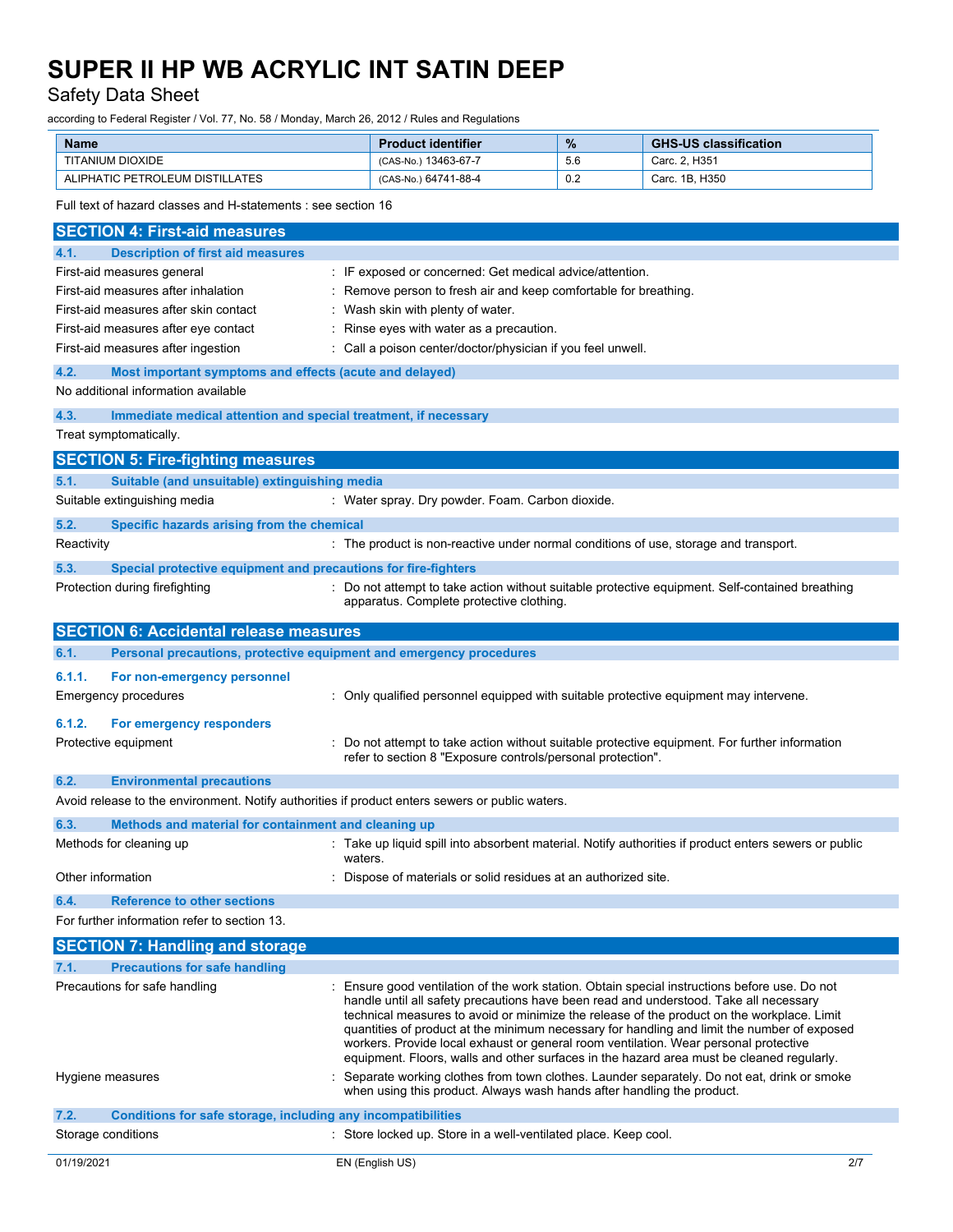| Name | Product identifier | % | GHS-US classification |
|---|---|---|---|
| TITANIUM DIOXIDE | (CAS-No.) 13463-67-7 | 5.6 | Carc. 2, H351 |
| ALIPHATIC PETROLEUM DISTILLATES | (CAS-No.) 64741-88-4 | 0.2 | Carc. 1B, H350 |

Full text of hazard classes and H-statements : see section 16

## SECTION 4: First-aid measures

### 4.1. Description of first aid measures

First-aid measures general : IF exposed or concerned: Get medical advice/attention.

First-aid measures after inhalation : Remove person to fresh air and keep comfortable for breathing.

First-aid measures after skin contact : Wash skin with plenty of water.

First-aid measures after eye contact : Rinse eyes with water as a precaution.

First-aid measures after ingestion : Call a poison center/doctor/physician if you feel unwell.

### 4.2. Most important symptoms and effects (acute and delayed)

No additional information available

### 4.3. Immediate medical attention and special treatment, if necessary

Treat symptomatically.

## SECTION 5: Fire-fighting measures

### 5.1. Suitable (and unsuitable) extinguishing media

Suitable extinguishing media : Water spray. Dry powder. Foam. Carbon dioxide.

### 5.2. Specific hazards arising from the chemical

Reactivity : The product is non-reactive under normal conditions of use, storage and transport.

### 5.3. Special protective equipment and precautions for fire-fighters

Protection during firefighting : Do not attempt to take action without suitable protective equipment. Self-contained breathing apparatus. Complete protective clothing.

## SECTION 6: Accidental release measures

### 6.1. Personal precautions, protective equipment and emergency procedures

#### 6.1.1. For non-emergency personnel

Emergency procedures : Only qualified personnel equipped with suitable protective equipment may intervene.

#### 6.1.2. For emergency responders

Protective equipment : Do not attempt to take action without suitable protective equipment. For further information refer to section 8 "Exposure controls/personal protection".

### 6.2. Environmental precautions

Avoid release to the environment. Notify authorities if product enters sewers or public waters.

### 6.3. Methods and material for containment and cleaning up

Methods for cleaning up : Take up liquid spill into absorbent material. Notify authorities if product enters sewers or public waters.

Other information : Dispose of materials or solid residues at an authorized site.

### 6.4. Reference to other sections

For further information refer to section 13.

## SECTION 7: Handling and storage

### 7.1. Precautions for safe handling

Precautions for safe handling : Ensure good ventilation of the work station. Obtain special instructions before use. Do not handle until all safety precautions have been read and understood. Take all necessary technical measures to avoid or minimize the release of the product on the workplace. Limit quantities of product at the minimum necessary for handling and limit the number of exposed workers. Provide local exhaust or general room ventilation. Wear personal protective equipment. Floors, walls and other surfaces in the hazard area must be cleaned regularly.

Hygiene measures : Separate working clothes from town clothes. Launder separately. Do not eat, drink or smoke when using this product. Always wash hands after handling the product.

### 7.2. Conditions for safe storage, including any incompatibilities

Storage conditions : Store locked up. Store in a well-ventilated place. Keep cool.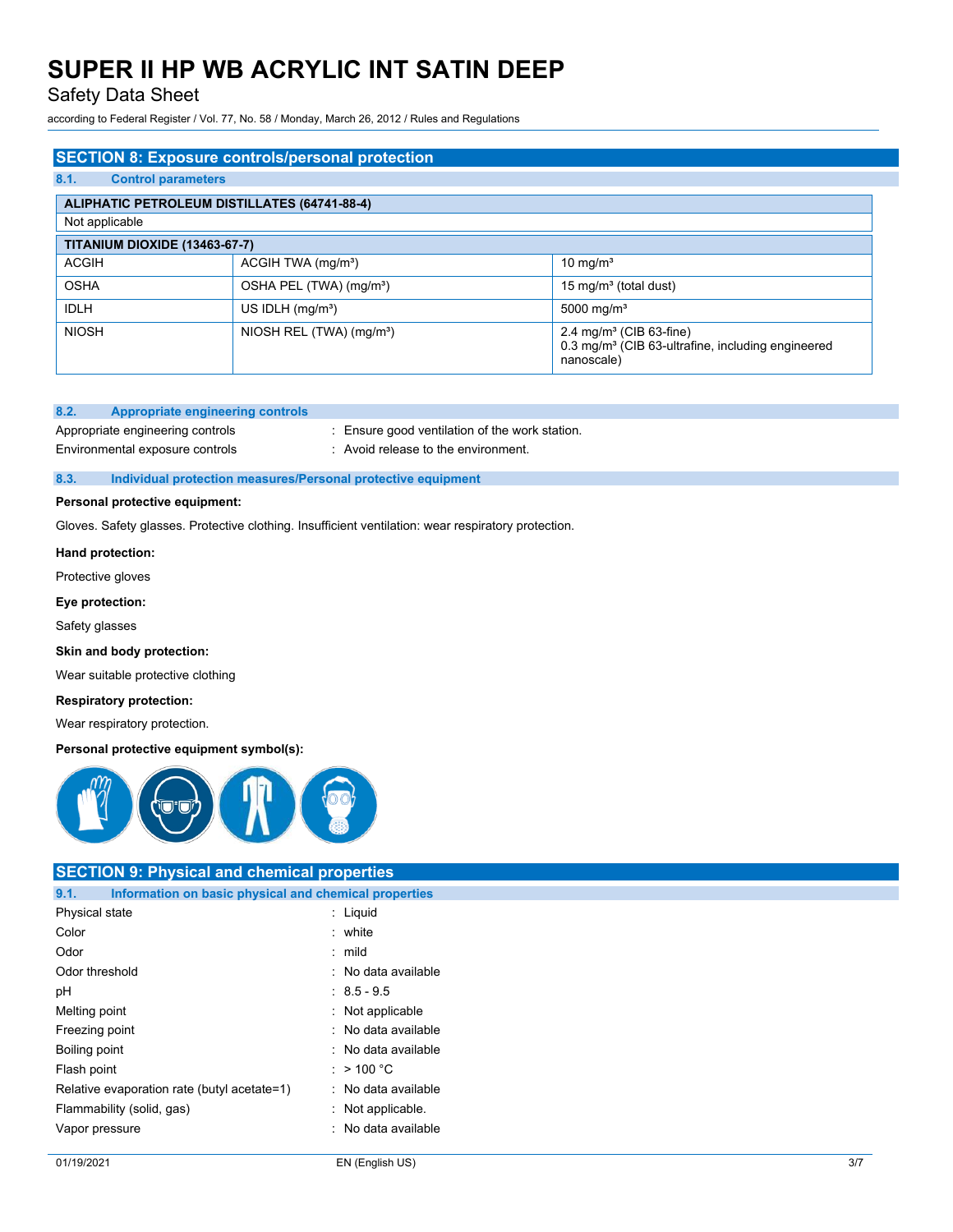## SECTION 8: Exposure controls/personal protection

### 8.1. Control parameters

| ALIPHATIC PETROLEUM DISTILLATES (64741-88-4) | | |
|---|---|---|
| Not applicable | | |

| TITANIUM DIOXIDE (13463-67-7) | | |
|---|---|---|
| ACGIH | ACGIH TWA (mg/m³) | 10 mg/m³ |
| OSHA | OSHA PEL (TWA) (mg/m³) | 15 mg/m³ (total dust) |
| IDLH | US IDLH (mg/m³) | 5000 mg/m³ |
| NIOSH | NIOSH REL (TWA) (mg/m³) | 2.4 mg/m³ (CIB 63-fine)<br>0.3 mg/m³ (CIB 63-ultrafine, including engineered nanoscale) |

### 8.2. Appropriate engineering controls

Appropriate engineering controls : Ensure good ventilation of the work station.

Environmental exposure controls : Avoid release to the environment.

### 8.3. Individual protection measures/Personal protective equipment

**Personal protective equipment:**

Gloves. Safety glasses. Protective clothing. Insufficient ventilation: wear respiratory protection.

**Hand protection:**

Protective gloves

**Eye protection:**

Safety glasses

**Skin and body protection:**

Wear suitable protective clothing

**Respiratory protection:**

Wear respiratory protection.

**Personal protective equipment symbol(s):**

## SECTION 9: Physical and chemical properties

### 9.1. Information on basic physical and chemical properties

| Property | Value |
|---|---|
| Physical state | Liquid |
| Color | white |
| Odor | mild |
| Odor threshold | No data available |
| pH | 8.5 - 9.5 |
| Melting point | Not applicable |
| Freezing point | No data available |
| Boiling point | No data available |
| Flash point | > 100 °C |
| Relative evaporation rate (butyl acetate=1) | No data available |
| Flammability (solid, gas) | Not applicable. |
| Vapor pressure | No data available |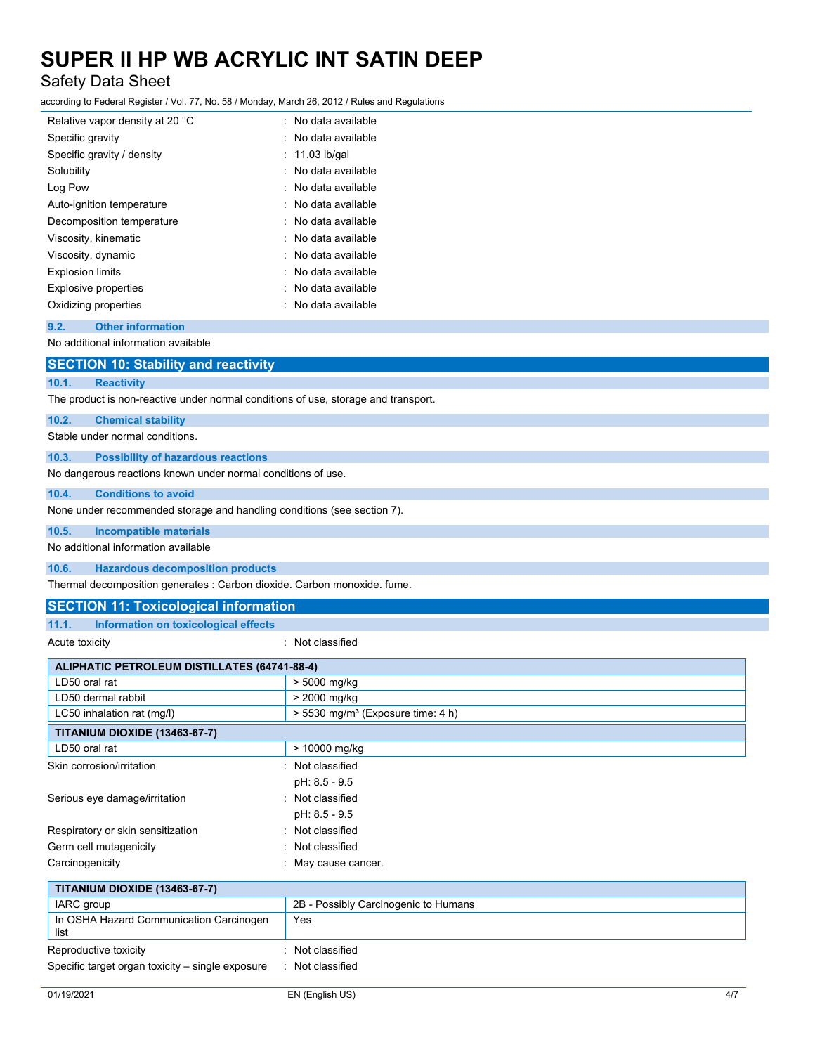| | |
|---|---|
| Relative vapor density at 20 °C | : No data available |
| Specific gravity | : No data available |
| Specific gravity / density | : 11.03 lb/gal |
| Solubility | : No data available |
| Log Pow | : No data available |
| Auto-ignition temperature | : No data available |
| Decomposition temperature | : No data available |
| Viscosity, kinematic | : No data available |
| Viscosity, dynamic | : No data available |
| Explosion limits | : No data available |
| Explosive properties | : No data available |
| Oxidizing properties | : No data available |

### 9.2. Other information

No additional information available

## SECTION 10: Stability and reactivity

### 10.1. Reactivity

The product is non-reactive under normal conditions of use, storage and transport.

### 10.2. Chemical stability

Stable under normal conditions.

### 10.3. Possibility of hazardous reactions

No dangerous reactions known under normal conditions of use.

### 10.4. Conditions to avoid

None under recommended storage and handling conditions (see section 7).

### 10.5. Incompatible materials

No additional information available

### 10.6. Hazardous decomposition products

Thermal decomposition generates : Carbon dioxide. Carbon monoxide. fume.

## SECTION 11: Toxicological information

### 11.1. Information on toxicological effects

Acute toxicity : Not classified

| ALIPHATIC PETROLEUM DISTILLATES (64741-88-4) | |
|---|---|
| LD50 oral rat | > 5000 mg/kg |
| LD50 dermal rabbit | > 2000 mg/kg |
| LC50 inhalation rat (mg/l) | > 5530 mg/m³ (Exposure time: 4 h) |
| **TITANIUM DIOXIDE (13463-67-7)** | |
| LD50 oral rat | > 10000 mg/kg |

| | |
|---|---|
| Skin corrosion/irritation | : Not classified<br>pH: 8.5 - 9.5 |
| Serious eye damage/irritation | : Not classified<br>pH: 8.5 - 9.5 |
| Respiratory or skin sensitization | : Not classified |
| Germ cell mutagenicity | : Not classified |
| Carcinogenicity | : May cause cancer. |

| TITANIUM DIOXIDE (13463-67-7) | |
|---|---|
| IARC group | 2B - Possibly Carcinogenic to Humans |
| In OSHA Hazard Communication Carcinogen list | Yes |

| | |
|---|---|
| Reproductive toxicity | : Not classified |
| Specific target organ toxicity – single exposure | : Not classified |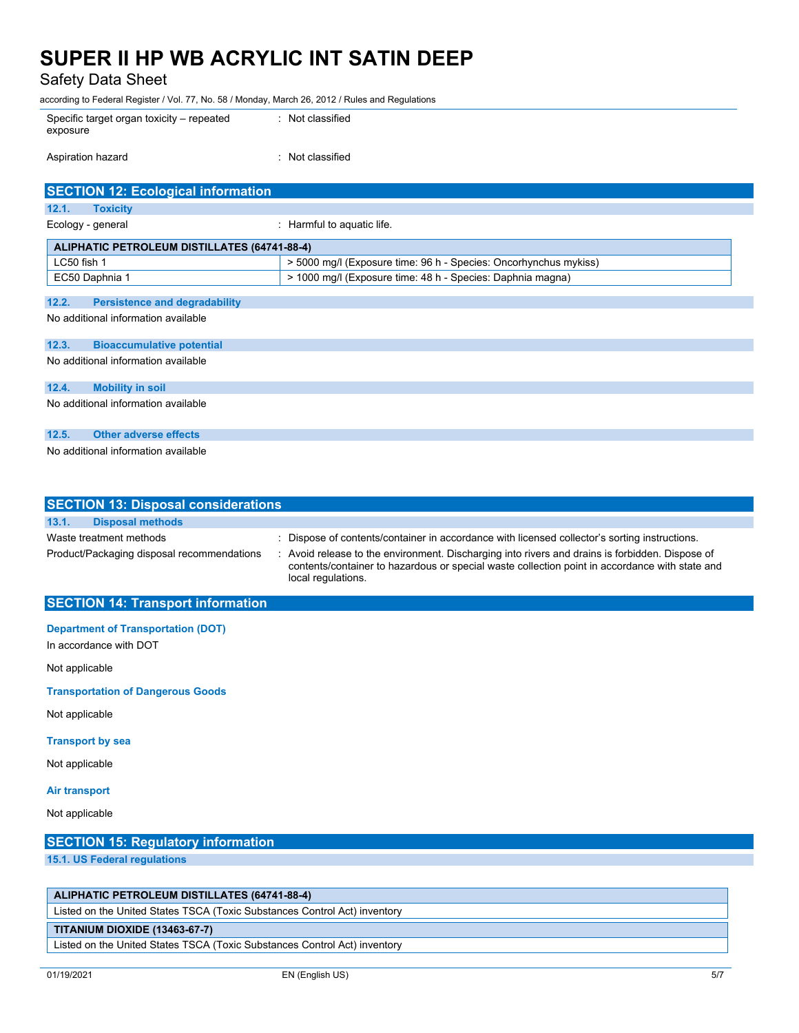| | |
|---|---|
| Specific target organ toxicity – repeated exposure | : Not classified |
| Aspiration hazard | : Not classified |

## SECTION 12: Ecological information

### 12.1. Toxicity

Ecology - general : Harmful to aquatic life.

| ALIPHATIC PETROLEUM DISTILLATES (64741-88-4) | |
|---|---|
| LC50 fish 1 | > 5000 mg/l (Exposure time: 96 h - Species: Oncorhynchus mykiss) |
| EC50 Daphnia 1 | > 1000 mg/l (Exposure time: 48 h - Species: Daphnia magna) |

### 12.2. Persistence and degradability

No additional information available

### 12.3. Bioaccumulative potential

No additional information available

### 12.4. Mobility in soil

No additional information available

### 12.5. Other adverse effects

No additional information available

## SECTION 13: Disposal considerations

### 13.1. Disposal methods

| | |
|---|---|
| Waste treatment methods | : Dispose of contents/container in accordance with licensed collector's sorting instructions. |
| Product/Packaging disposal recommendations | : Avoid release to the environment. Discharging into rivers and drains is forbidden. Dispose of contents/container to hazardous or special waste collection point in accordance with state and local regulations. |

## SECTION 14: Transport information

**Department of Transportation (DOT)**

In accordance with DOT

Not applicable

**Transportation of Dangerous Goods**

Not applicable

**Transport by sea**

Not applicable

**Air transport**

Not applicable

## SECTION 15: Regulatory information

### 15.1. US Federal regulations

| ALIPHATIC PETROLEUM DISTILLATES (64741-88-4) |
|---|
| Listed on the United States TSCA (Toxic Substances Control Act) inventory |

| TITANIUM DIOXIDE (13463-67-7) |
|---|
| Listed on the United States TSCA (Toxic Substances Control Act) inventory |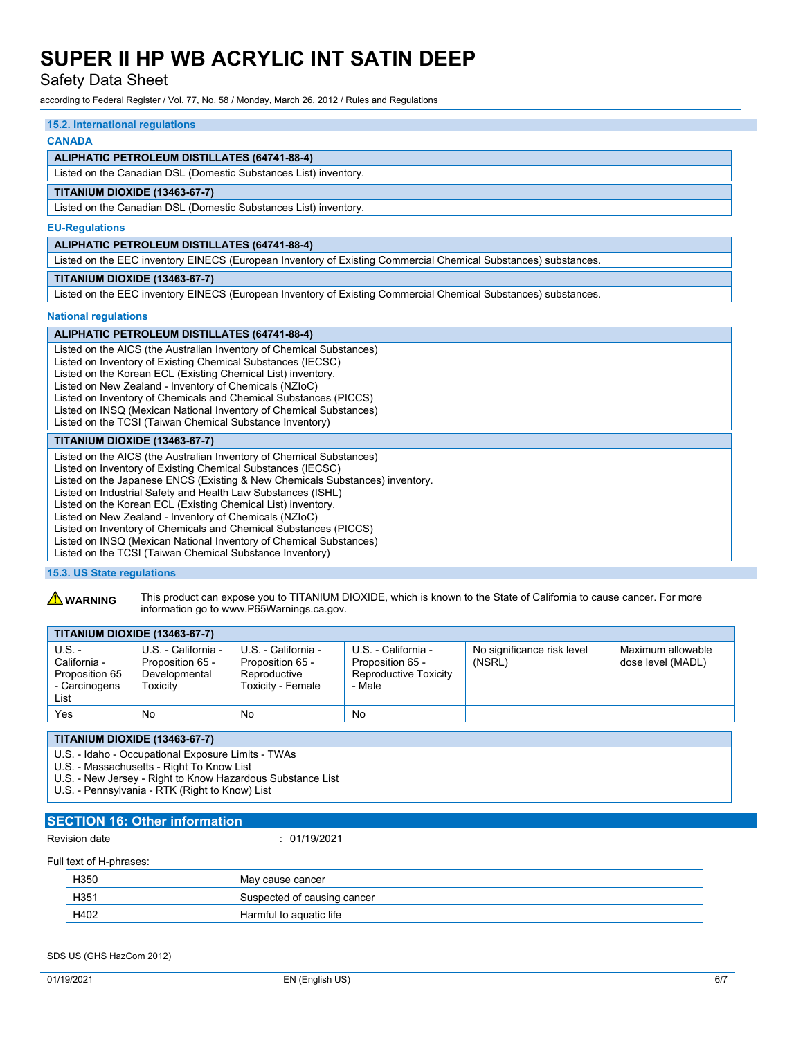### 15.2. International regulations

**CANADA**

| ALIPHATIC PETROLEUM DISTILLATES (64741-88-4) |
|---|
| Listed on the Canadian DSL (Domestic Substances List) inventory. |

| TITANIUM DIOXIDE (13463-67-7) |
|---|
| Listed on the Canadian DSL (Domestic Substances List) inventory. |

**EU-Regulations**

| ALIPHATIC PETROLEUM DISTILLATES (64741-88-4) |
|---|
| Listed on the EEC inventory EINECS (European Inventory of Existing Commercial Chemical Substances) substances. |

| TITANIUM DIOXIDE (13463-67-7) |
|---|
| Listed on the EEC inventory EINECS (European Inventory of Existing Commercial Chemical Substances) substances. |

**National regulations**

**ALIPHATIC PETROLEUM DISTILLATES (64741-88-4)**

Listed on the AICS (the Australian Inventory of Chemical Substances)
Listed on Inventory of Existing Chemical Substances (IECSC)
Listed on the Korean ECL (Existing Chemical List) inventory.
Listed on New Zealand - Inventory of Chemicals (NZIoC)
Listed on Inventory of Chemicals and Chemical Substances (PICCS)
Listed on INSQ (Mexican National Inventory of Chemical Substances)
Listed on the TCSI (Taiwan Chemical Substance Inventory)

**TITANIUM DIOXIDE (13463-67-7)**

Listed on the AICS (the Australian Inventory of Chemical Substances)
Listed on Inventory of Existing Chemical Substances (IECSC)
Listed on the Japanese ENCS (Existing & New Chemicals Substances) inventory.
Listed on Industrial Safety and Health Law Substances (ISHL)
Listed on the Korean ECL (Existing Chemical List) inventory.
Listed on New Zealand - Inventory of Chemicals (NZIoC)
Listed on Inventory of Chemicals and Chemical Substances (PICCS)
Listed on INSQ (Mexican National Inventory of Chemical Substances)
Listed on the TCSI (Taiwan Chemical Substance Inventory)

### 15.3. US State regulations

⚠ **WARNING** This product can expose you to TITANIUM DIOXIDE, which is known to the State of California to cause cancer. For more information go to www.P65Warnings.ca.gov.

| TITANIUM DIOXIDE (13463-67-7) | | | | | |
|---|---|---|---|---|---|
| U.S. - California - Proposition 65 - Carcinogens List | U.S. - California - Proposition 65 - Developmental Toxicity | U.S. - California - Proposition 65 - Reproductive Toxicity - Female | U.S. - California - Proposition 65 - Reproductive Toxicity - Male | No significance risk level (NSRL) | Maximum allowable dose level (MADL) |
| Yes | No | No | No | | |

**TITANIUM DIOXIDE (13463-67-7)**

U.S. - Idaho - Occupational Exposure Limits - TWAs
U.S. - Massachusetts - Right To Know List
U.S. - New Jersey - Right to Know Hazardous Substance List
U.S. - Pennsylvania - RTK (Right to Know) List

## SECTION 16: Other information

Revision date : 01/19/2021

Full text of H-phrases:

| | |
|---|---|
| H350 | May cause cancer |
| H351 | Suspected of causing cancer |
| H402 | Harmful to aquatic life |

SDS US (GHS HazCom 2012)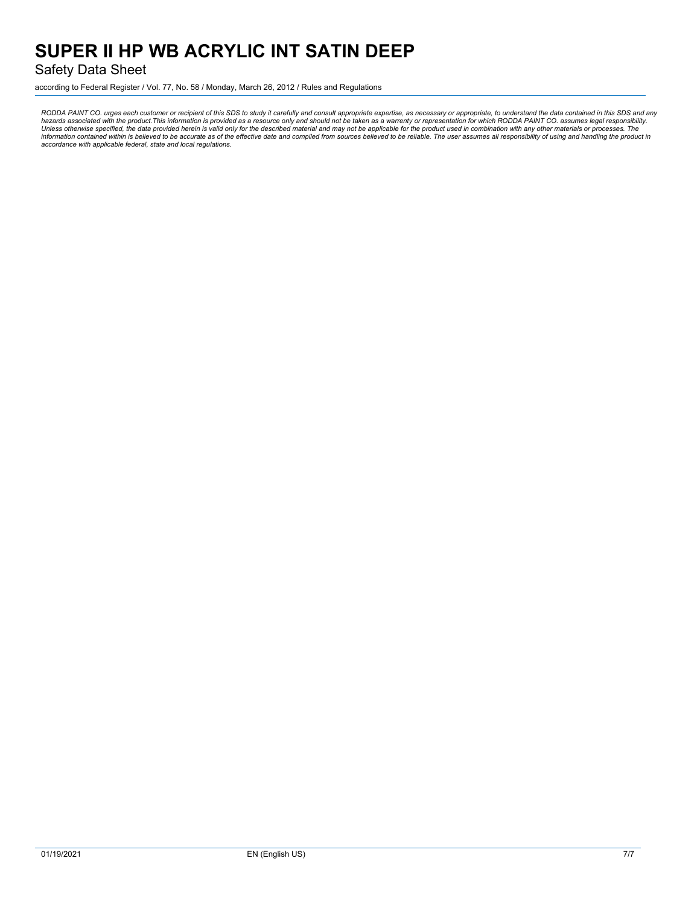*RODDA PAINT CO. urges each customer or recipient of this SDS to study it carefully and consult appropriate expertise, as necessary or appropriate, to understand the data contained in this SDS and any hazards associated with the product.This information is provided as a resource only and should not be taken as a warrenty or representation for which RODDA PAINT CO. assumes legal responsibility. Unless otherwise specified, the data provided herein is valid only for the described material and may not be applicable for the product used in combination with any other materials or processes. The information contained within is believed to be accurate as of the effective date and compiled from sources believed to be reliable. The user assumes all responsibility of using and handling the product in accordance with applicable federal, state and local regulations.*